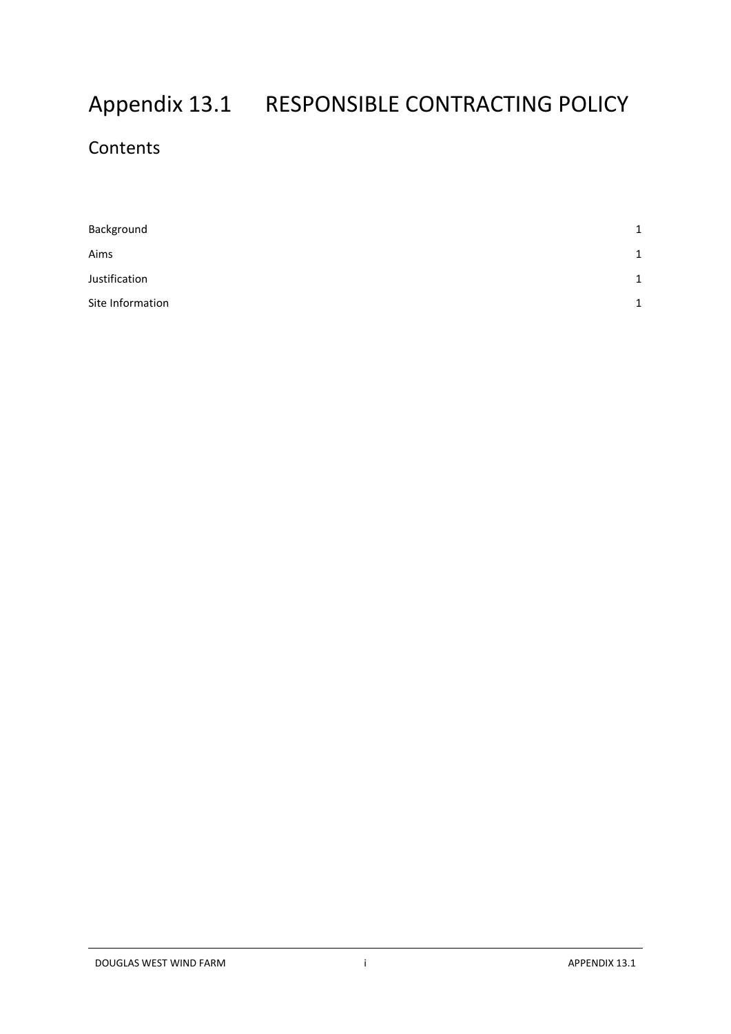# Appendix 13.1 RESPONSIBLE CONTRACTING POLICY

## Contents

| | |
|---|---|
| Background | 1 |
| Aims | 1 |
| Justification | 1 |
| Site Information | 1 |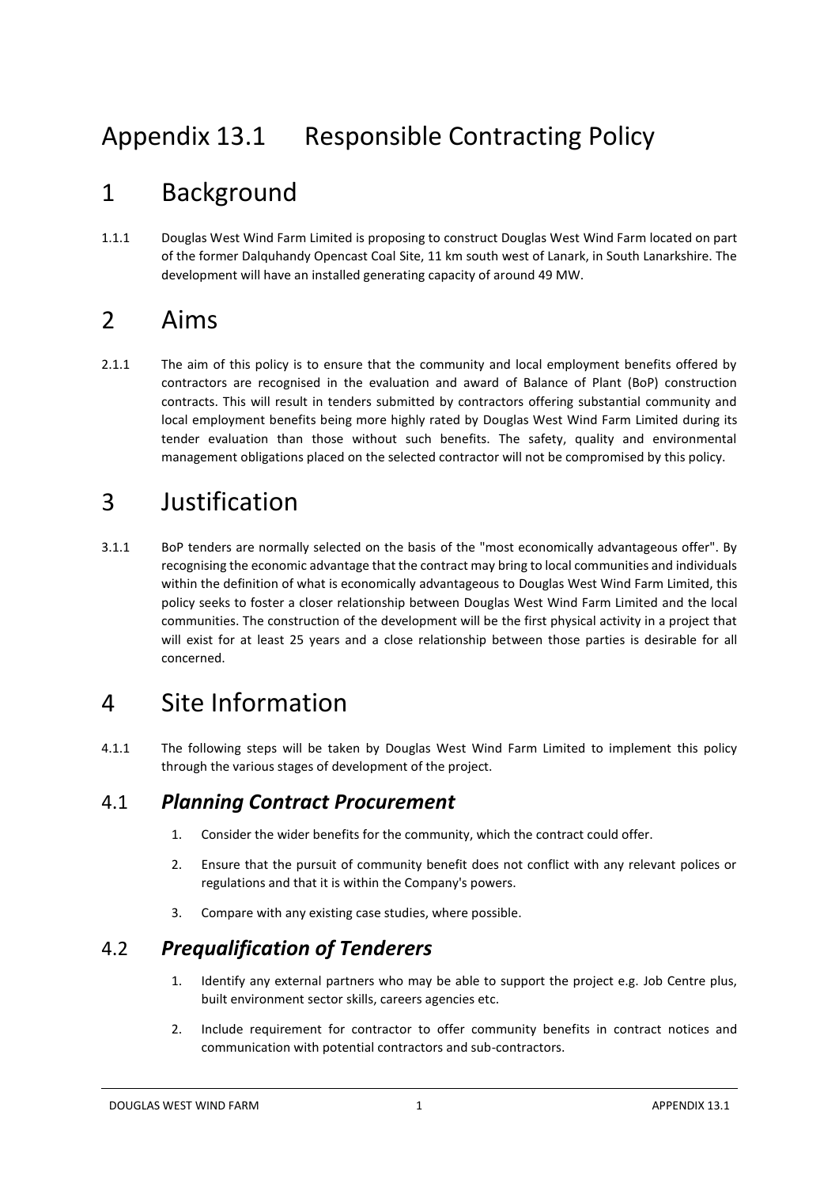# Appendix 13.1 Responsible Contracting Policy

# 1 Background

1.1.1 Douglas West Wind Farm Limited is proposing to construct Douglas West Wind Farm located on part of the former Dalquhandy Opencast Coal Site, 11 km south west of Lanark, in South Lanarkshire. The development will have an installed generating capacity of around 49 MW.

# 2 Aims

2.1.1 The aim of this policy is to ensure that the community and local employment benefits offered by contractors are recognised in the evaluation and award of Balance of Plant (BoP) construction contracts. This will result in tenders submitted by contractors offering substantial community and local employment benefits being more highly rated by Douglas West Wind Farm Limited during its tender evaluation than those without such benefits. The safety, quality and environmental management obligations placed on the selected contractor will not be compromised by this policy.

# 3 Justification

3.1.1 BoP tenders are normally selected on the basis of the "most economically advantageous offer". By recognising the economic advantage that the contract may bring to local communities and individuals within the definition of what is economically advantageous to Douglas West Wind Farm Limited, this policy seeks to foster a closer relationship between Douglas West Wind Farm Limited and the local communities. The construction of the development will be the first physical activity in a project that will exist for at least 25 years and a close relationship between those parties is desirable for all concerned.

# 4 Site Information

4.1.1 The following steps will be taken by Douglas West Wind Farm Limited to implement this policy through the various stages of development of the project.

## 4.1 *Planning Contract Procurement*

1. Consider the wider benefits for the community, which the contract could offer.
2. Ensure that the pursuit of community benefit does not conflict with any relevant polices or regulations and that it is within the Company's powers.
3. Compare with any existing case studies, where possible.

## 4.2 *Prequalification of Tenderers*

1. Identify any external partners who may be able to support the project e.g. Job Centre plus, built environment sector skills, careers agencies etc.
2. Include requirement for contractor to offer community benefits in contract notices and communication with potential contractors and sub-contractors.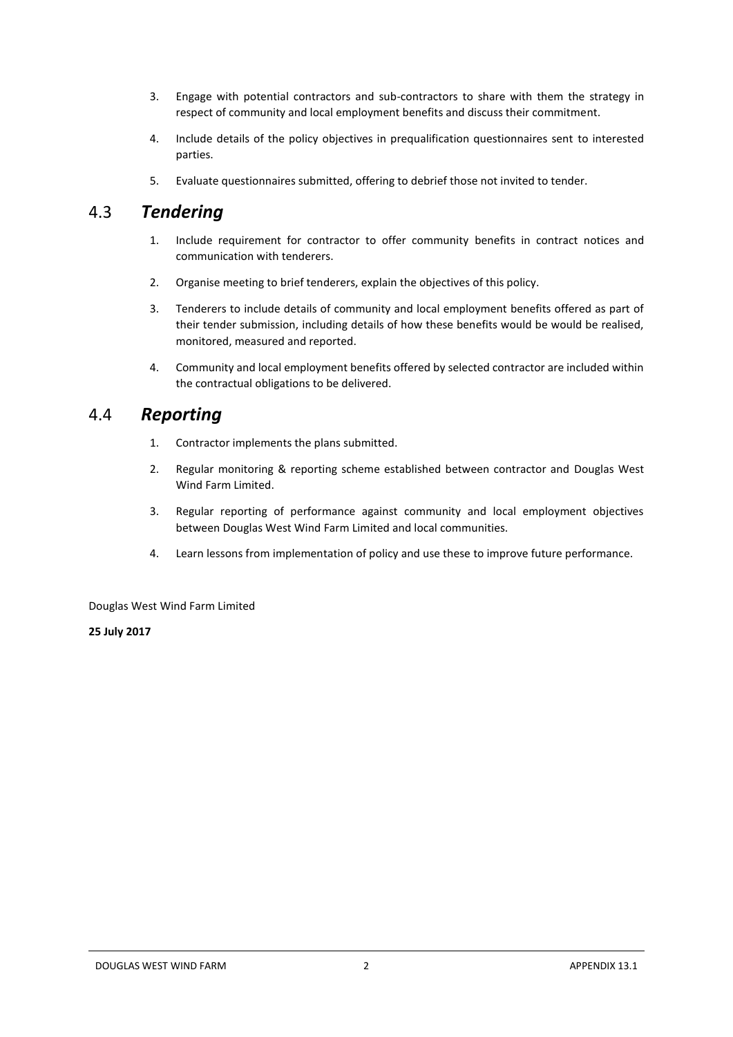3. Engage with potential contractors and sub-contractors to share with them the strategy in respect of community and local employment benefits and discuss their commitment.

4. Include details of the policy objectives in prequalification questionnaires sent to interested parties.

5. Evaluate questionnaires submitted, offering to debrief those not invited to tender.

## 4.3 *Tendering*

1. Include requirement for contractor to offer community benefits in contract notices and communication with tenderers.

2. Organise meeting to brief tenderers, explain the objectives of this policy.

3. Tenderers to include details of community and local employment benefits offered as part of their tender submission, including details of how these benefits would be would be realised, monitored, measured and reported.

4. Community and local employment benefits offered by selected contractor are included within the contractual obligations to be delivered.

## 4.4 *Reporting*

1. Contractor implements the plans submitted.

2. Regular monitoring & reporting scheme established between contractor and Douglas West Wind Farm Limited.

3. Regular reporting of performance against community and local employment objectives between Douglas West Wind Farm Limited and local communities.

4. Learn lessons from implementation of policy and use these to improve future performance.

Douglas West Wind Farm Limited

**25 July 2017**